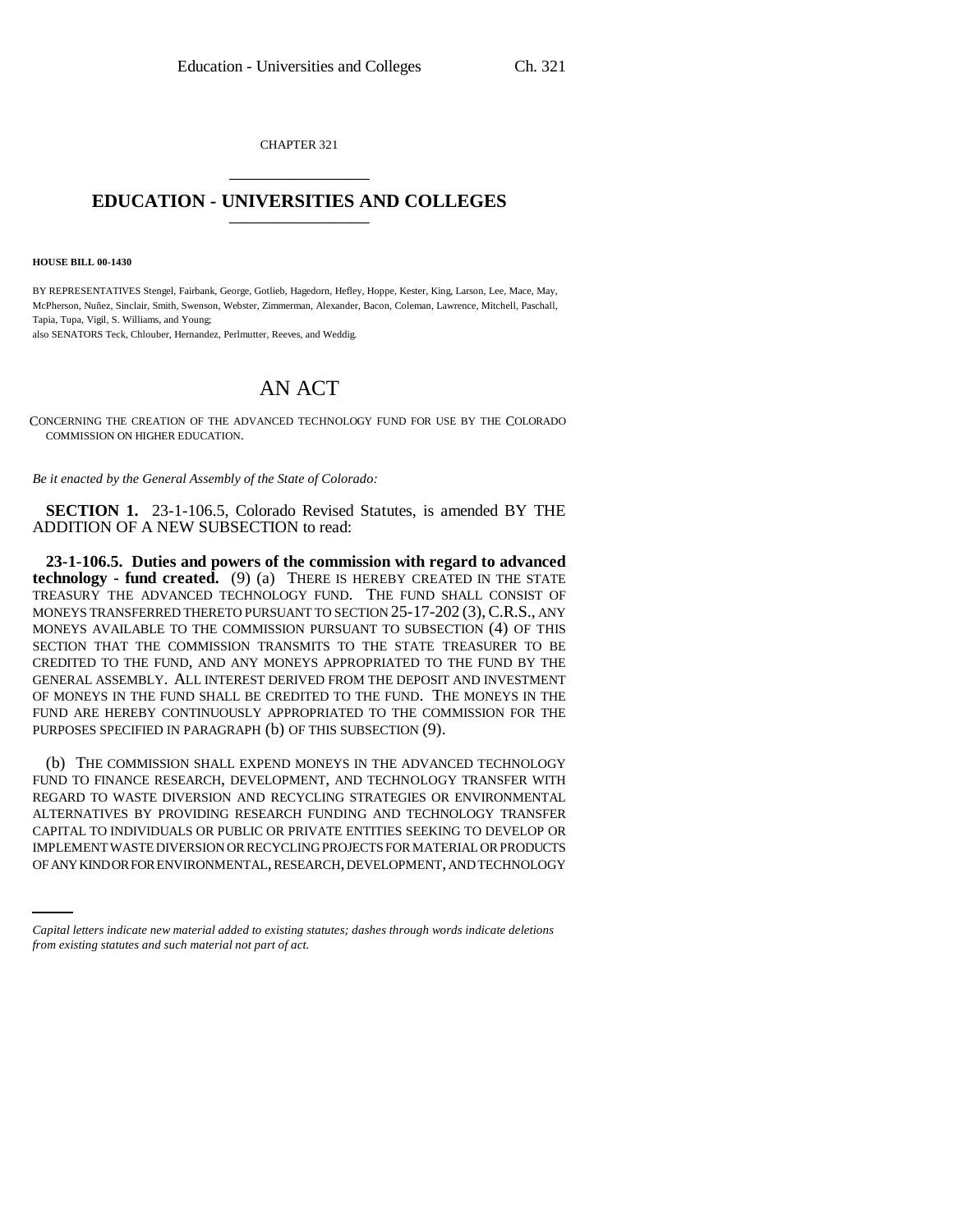CHAPTER 321

# EDUCATION - UNIVERSITIES AND COLLEGES

**HOUSE BILL 00-1430**

BY REPRESENTATIVES Stengel, Fairbank, George, Gotlieb, Hagedorn, Hefley, Hoppe, Kester, King, Larson, Lee, Mace, May, McPherson, Nuñez, Sinclair, Smith, Swenson, Webster, Zimmerman, Alexander, Bacon, Coleman, Lawrence, Mitchell, Paschall, Tapia, Tupa, Vigil, S. Williams, and Young;
also SENATORS Teck, Chlouber, Hernandez, Perlmutter, Reeves, and Weddig.

# AN ACT

CONCERNING THE CREATION OF THE ADVANCED TECHNOLOGY FUND FOR USE BY THE COLORADO COMMISSION ON HIGHER EDUCATION.

*Be it enacted by the General Assembly of the State of Colorado:*

**SECTION 1.** 23-1-106.5, Colorado Revised Statutes, is amended BY THE ADDITION OF A NEW SUBSECTION to read:

**23-1-106.5. Duties and powers of the commission with regard to advanced technology - fund created.** (9) (a) THERE IS HEREBY CREATED IN THE STATE TREASURY THE ADVANCED TECHNOLOGY FUND. THE FUND SHALL CONSIST OF MONEYS TRANSFERRED THERETO PURSUANT TO SECTION 25-17-202 (3), C.R.S., ANY MONEYS AVAILABLE TO THE COMMISSION PURSUANT TO SUBSECTION (4) OF THIS SECTION THAT THE COMMISSION TRANSMITS TO THE STATE TREASURER TO BE CREDITED TO THE FUND, AND ANY MONEYS APPROPRIATED TO THE FUND BY THE GENERAL ASSEMBLY. ALL INTEREST DERIVED FROM THE DEPOSIT AND INVESTMENT OF MONEYS IN THE FUND SHALL BE CREDITED TO THE FUND. THE MONEYS IN THE FUND ARE HEREBY CONTINUOUSLY APPROPRIATED TO THE COMMISSION FOR THE PURPOSES SPECIFIED IN PARAGRAPH (b) OF THIS SUBSECTION (9).

(b) THE COMMISSION SHALL EXPEND MONEYS IN THE ADVANCED TECHNOLOGY FUND TO FINANCE RESEARCH, DEVELOPMENT, AND TECHNOLOGY TRANSFER WITH REGARD TO WASTE DIVERSION AND RECYCLING STRATEGIES OR ENVIRONMENTAL ALTERNATIVES BY PROVIDING RESEARCH FUNDING AND TECHNOLOGY TRANSFER CAPITAL TO INDIVIDUALS OR PUBLIC OR PRIVATE ENTITIES SEEKING TO DEVELOP OR IMPLEMENT WASTE DIVERSION OR RECYCLING PROJECTS FOR MATERIAL OR PRODUCTS OF ANY KIND OR FOR ENVIRONMENTAL, RESEARCH, DEVELOPMENT, AND TECHNOLOGY

*Capital letters indicate new material added to existing statutes; dashes through words indicate deletions from existing statutes and such material not part of act.*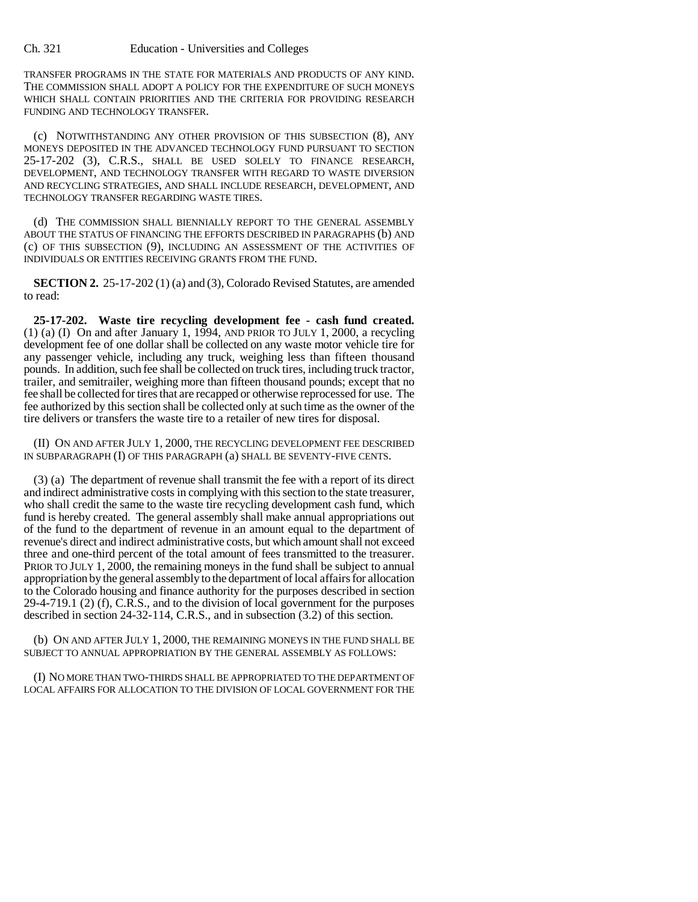TRANSFER PROGRAMS IN THE STATE FOR MATERIALS AND PRODUCTS OF ANY KIND. THE COMMISSION SHALL ADOPT A POLICY FOR THE EXPENDITURE OF SUCH MONEYS WHICH SHALL CONTAIN PRIORITIES AND THE CRITERIA FOR PROVIDING RESEARCH FUNDING AND TECHNOLOGY TRANSFER.

(c) NOTWITHSTANDING ANY OTHER PROVISION OF THIS SUBSECTION (8), ANY MONEYS DEPOSITED IN THE ADVANCED TECHNOLOGY FUND PURSUANT TO SECTION 25-17-202 (3), C.R.S., SHALL BE USED SOLELY TO FINANCE RESEARCH, DEVELOPMENT, AND TECHNOLOGY TRANSFER WITH REGARD TO WASTE DIVERSION AND RECYCLING STRATEGIES, AND SHALL INCLUDE RESEARCH, DEVELOPMENT, AND TECHNOLOGY TRANSFER REGARDING WASTE TIRES.

(d) THE COMMISSION SHALL BIENNIALLY REPORT TO THE GENERAL ASSEMBLY ABOUT THE STATUS OF FINANCING THE EFFORTS DESCRIBED IN PARAGRAPHS (b) AND (c) OF THIS SUBSECTION (9), INCLUDING AN ASSESSMENT OF THE ACTIVITIES OF INDIVIDUALS OR ENTITIES RECEIVING GRANTS FROM THE FUND.

**SECTION 2.** 25-17-202 (1) (a) and (3), Colorado Revised Statutes, are amended to read:

**25-17-202. Waste tire recycling development fee - cash fund created.** (1) (a) (I) On and after January 1, 1994, AND PRIOR TO JULY 1, 2000, a recycling development fee of one dollar shall be collected on any waste motor vehicle tire for any passenger vehicle, including any truck, weighing less than fifteen thousand pounds. In addition, such fee shall be collected on truck tires, including truck tractor, trailer, and semitrailer, weighing more than fifteen thousand pounds; except that no fee shall be collected for tires that are recapped or otherwise reprocessed for use. The fee authorized by this section shall be collected only at such time as the owner of the tire delivers or transfers the waste tire to a retailer of new tires for disposal.

(II) ON AND AFTER JULY 1, 2000, THE RECYCLING DEVELOPMENT FEE DESCRIBED IN SUBPARAGRAPH (I) OF THIS PARAGRAPH (a) SHALL BE SEVENTY-FIVE CENTS.

(3) (a) The department of revenue shall transmit the fee with a report of its direct and indirect administrative costs in complying with this section to the state treasurer, who shall credit the same to the waste tire recycling development cash fund, which fund is hereby created. The general assembly shall make annual appropriations out of the fund to the department of revenue in an amount equal to the department of revenue's direct and indirect administrative costs, but which amount shall not exceed three and one-third percent of the total amount of fees transmitted to the treasurer. PRIOR TO JULY 1, 2000, the remaining moneys in the fund shall be subject to annual appropriation by the general assembly to the department of local affairs for allocation to the Colorado housing and finance authority for the purposes described in section 29-4-719.1 (2) (f), C.R.S., and to the division of local government for the purposes described in section 24-32-114, C.R.S., and in subsection (3.2) of this section.

(b) ON AND AFTER JULY 1, 2000, THE REMAINING MONEYS IN THE FUND SHALL BE SUBJECT TO ANNUAL APPROPRIATION BY THE GENERAL ASSEMBLY AS FOLLOWS:

(I) NO MORE THAN TWO-THIRDS SHALL BE APPROPRIATED TO THE DEPARTMENT OF LOCAL AFFAIRS FOR ALLOCATION TO THE DIVISION OF LOCAL GOVERNMENT FOR THE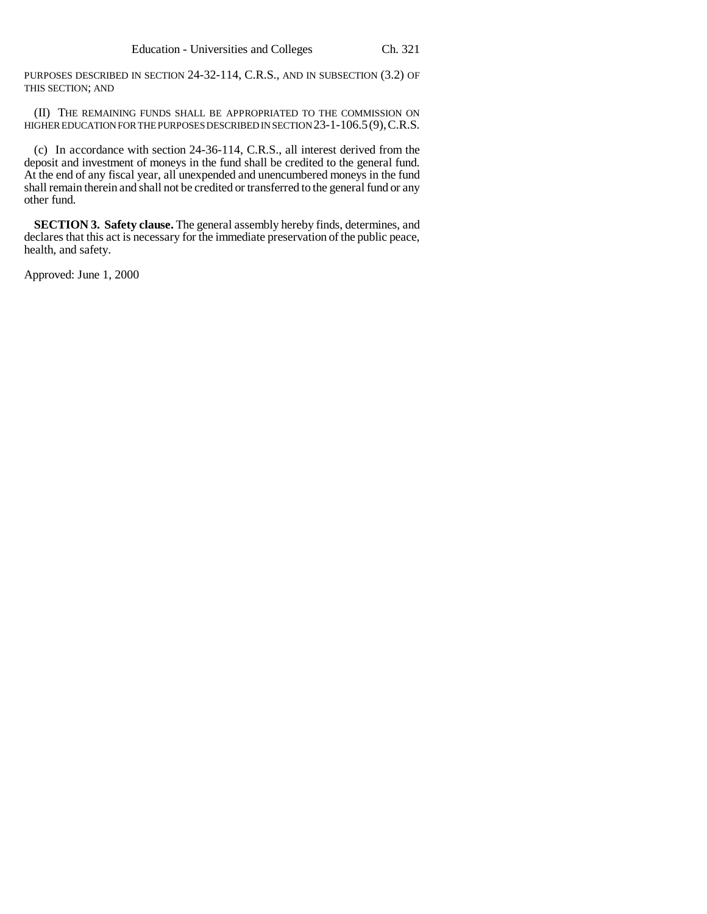PURPOSES DESCRIBED IN SECTION 24-32-114, C.R.S., AND IN SUBSECTION (3.2) OF THIS SECTION; AND

(II) THE REMAINING FUNDS SHALL BE APPROPRIATED TO THE COMMISSION ON HIGHER EDUCATION FOR THE PURPOSES DESCRIBED IN SECTION 23-1-106.5 (9), C.R.S.

(c) In accordance with section 24-36-114, C.R.S., all interest derived from the deposit and investment of moneys in the fund shall be credited to the general fund. At the end of any fiscal year, all unexpended and unencumbered moneys in the fund shall remain therein and shall not be credited or transferred to the general fund or any other fund.

**SECTION 3. Safety clause.** The general assembly hereby finds, determines, and declares that this act is necessary for the immediate preservation of the public peace, health, and safety.

Approved: June 1, 2000